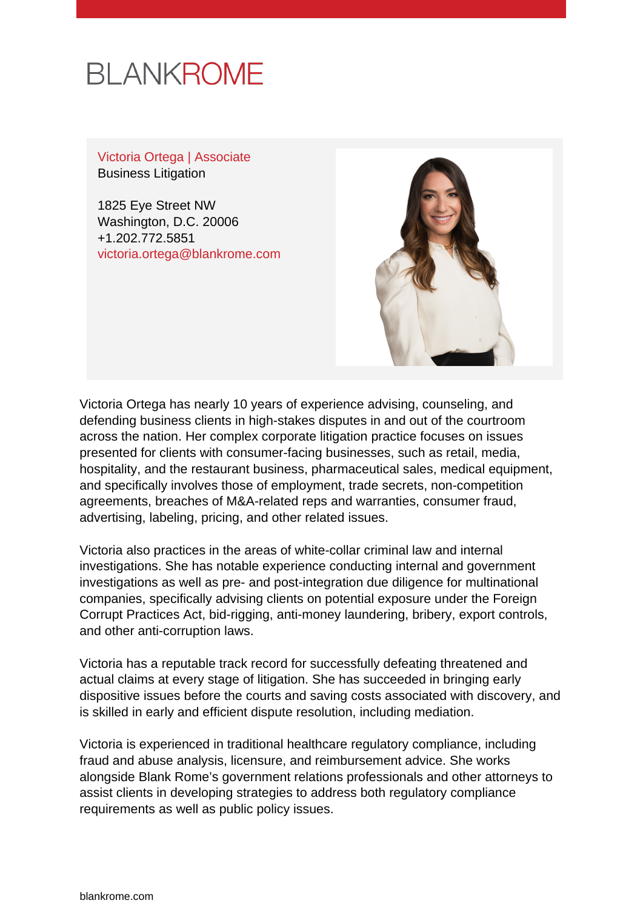# BLANKROME

Victoria Ortega | Associate
Business Litigation

1825 Eye Street NW
Washington, D.C. 20006
+1.202.772.5851
victoria.ortega@blankrome.com

Victoria Ortega has nearly 10 years of experience advising, counseling, and defending business clients in high-stakes disputes in and out of the courtroom across the nation. Her complex corporate litigation practice focuses on issues presented for clients with consumer-facing businesses, such as retail, media, hospitality, and the restaurant business, pharmaceutical sales, medical equipment, and specifically involves those of employment, trade secrets, non-competition agreements, breaches of M&A-related reps and warranties, consumer fraud, advertising, labeling, pricing, and other related issues.

Victoria also practices in the areas of white-collar criminal law and internal investigations. She has notable experience conducting internal and government investigations as well as pre- and post-integration due diligence for multinational companies, specifically advising clients on potential exposure under the Foreign Corrupt Practices Act, bid-rigging, anti-money laundering, bribery, export controls, and other anti-corruption laws.

Victoria has a reputable track record for successfully defeating threatened and actual claims at every stage of litigation. She has succeeded in bringing early dispositive issues before the courts and saving costs associated with discovery, and is skilled in early and efficient dispute resolution, including mediation.

Victoria is experienced in traditional healthcare regulatory compliance, including fraud and abuse analysis, licensure, and reimbursement advice. She works alongside Blank Rome's government relations professionals and other attorneys to assist clients in developing strategies to address both regulatory compliance requirements as well as public policy issues.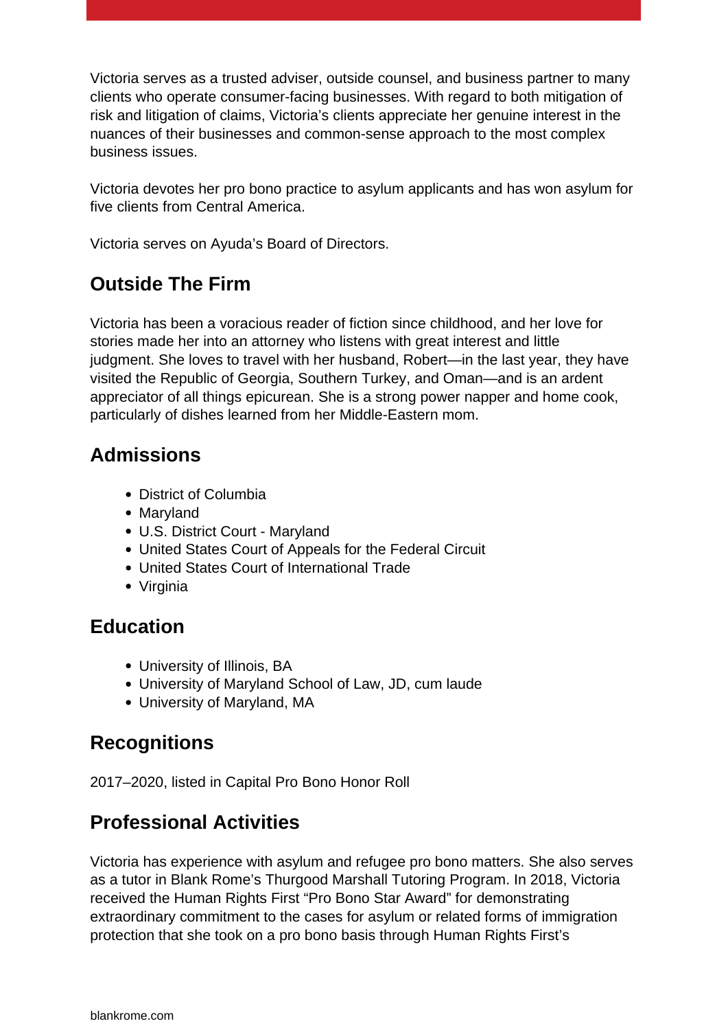Victoria serves as a trusted adviser, outside counsel, and business partner to many clients who operate consumer-facing businesses. With regard to both mitigation of risk and litigation of claims, Victoria's clients appreciate her genuine interest in the nuances of their businesses and common-sense approach to the most complex business issues.

Victoria devotes her pro bono practice to asylum applicants and has won asylum for five clients from Central America.

Victoria serves on Ayuda's Board of Directors.

## Outside The Firm

Victoria has been a voracious reader of fiction since childhood, and her love for stories made her into an attorney who listens with great interest and little judgment. She loves to travel with her husband, Robert—in the last year, they have visited the Republic of Georgia, Southern Turkey, and Oman—and is an ardent appreciator of all things epicurean. She is a strong power napper and home cook, particularly of dishes learned from her Middle-Eastern mom.

## Admissions

- District of Columbia
- Maryland
- U.S. District Court - Maryland
- United States Court of Appeals for the Federal Circuit
- United States Court of International Trade
- Virginia

## Education

- University of Illinois, BA
- University of Maryland School of Law, JD, cum laude
- University of Maryland, MA

## Recognitions

2017–2020, listed in Capital Pro Bono Honor Roll

## Professional Activities

Victoria has experience with asylum and refugee pro bono matters. She also serves as a tutor in Blank Rome's Thurgood Marshall Tutoring Program. In 2018, Victoria received the Human Rights First "Pro Bono Star Award" for demonstrating extraordinary commitment to the cases for asylum or related forms of immigration protection that she took on a pro bono basis through Human Rights First's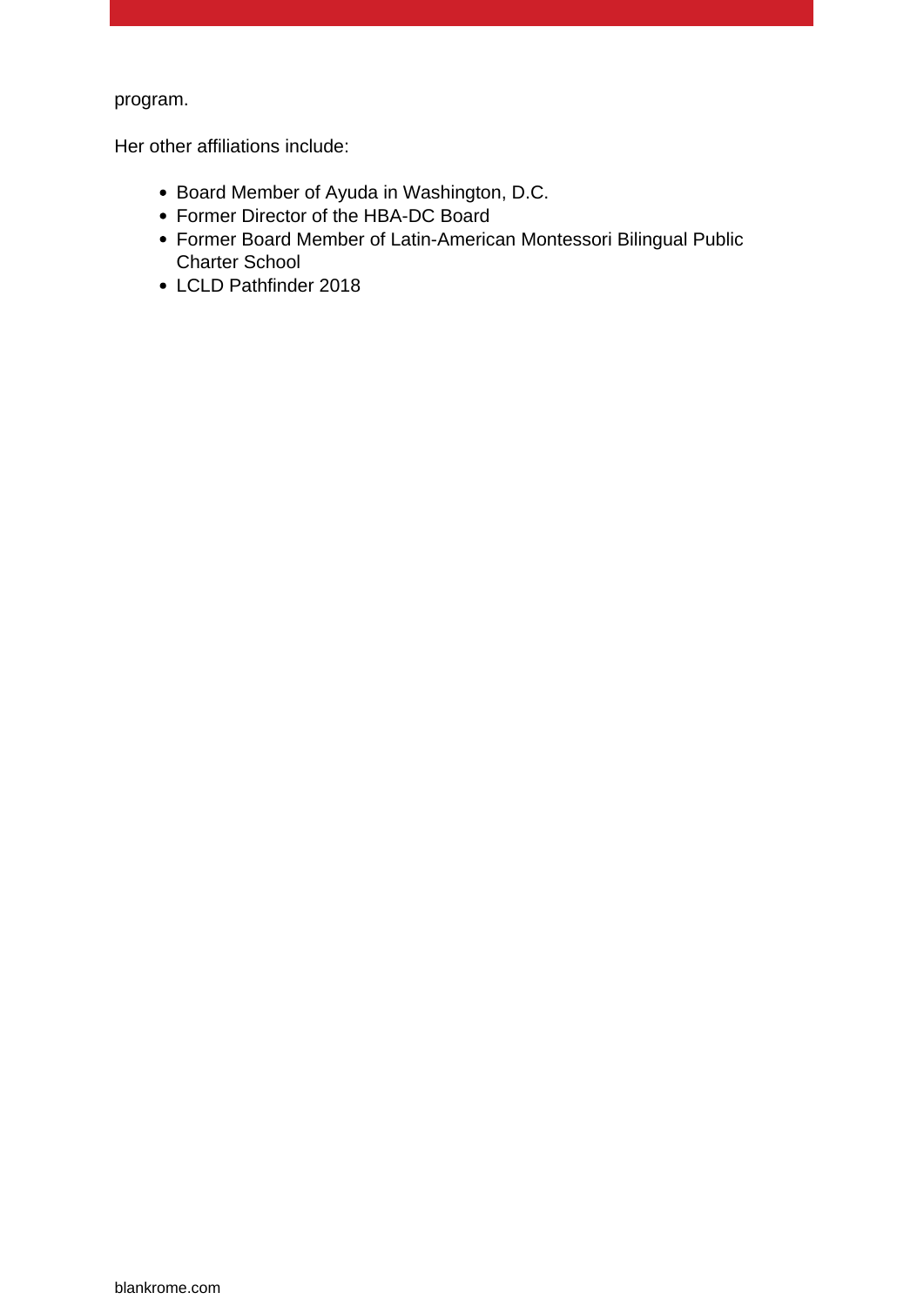program.

Her other affiliations include:

- Board Member of Ayuda in Washington, D.C.
- Former Director of the HBA-DC Board
- Former Board Member of Latin-American Montessori Bilingual Public Charter School
- LCLD Pathfinder 2018